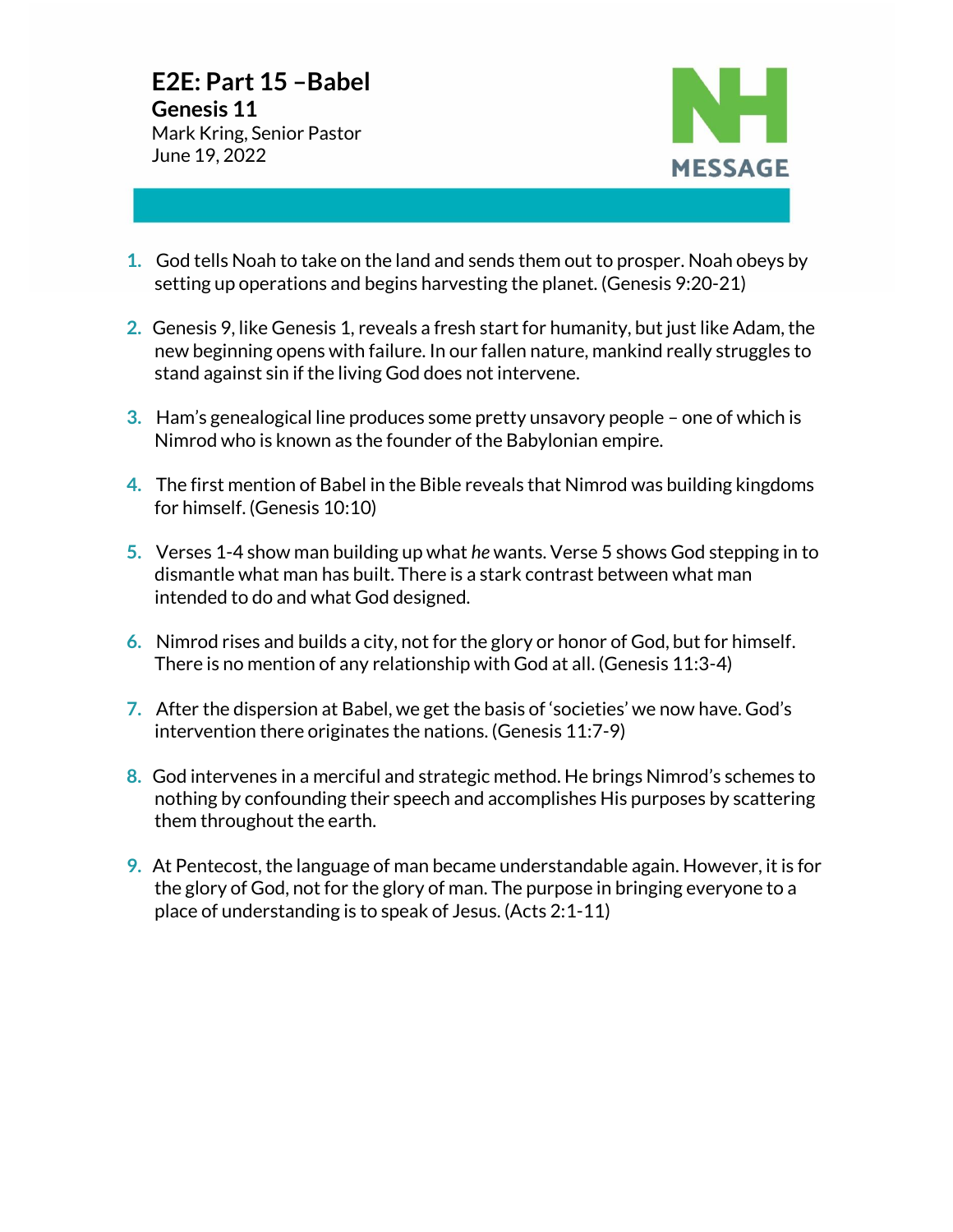# E2E: Part 15 –Babel

**Genesis 11**

Mark Kring, Senior Pastor
June 19, 2022

**NH MESSAGE**

1. God tells Noah to take on the land and sends them out to prosper. Noah obeys by setting up operations and begins harvesting the planet. (Genesis 9:20-21)

2. Genesis 9, like Genesis 1, reveals a fresh start for humanity, but just like Adam, the new beginning opens with failure. In our fallen nature, mankind really struggles to stand against sin if the living God does not intervene.

3. Ham's genealogical line produces some pretty unsavory people – one of which is Nimrod who is known as the founder of the Babylonian empire.

4. The first mention of Babel in the Bible reveals that Nimrod was building kingdoms for himself. (Genesis 10:10)

5. Verses 1-4 show man building up what *he* wants. Verse 5 shows God stepping in to dismantle what man has built. There is a stark contrast between what man intended to do and what God designed.

6. Nimrod rises and builds a city, not for the glory or honor of God, but for himself. There is no mention of any relationship with God at all. (Genesis 11:3-4)

7. After the dispersion at Babel, we get the basis of 'societies' we now have. God's intervention there originates the nations. (Genesis 11:7-9)

8. God intervenes in a merciful and strategic method. He brings Nimrod's schemes to nothing by confounding their speech and accomplishes His purposes by scattering them throughout the earth.

9. At Pentecost, the language of man became understandable again. However, it is for the glory of God, not for the glory of man. The purpose in bringing everyone to a place of understanding is to speak of Jesus. (Acts 2:1-11)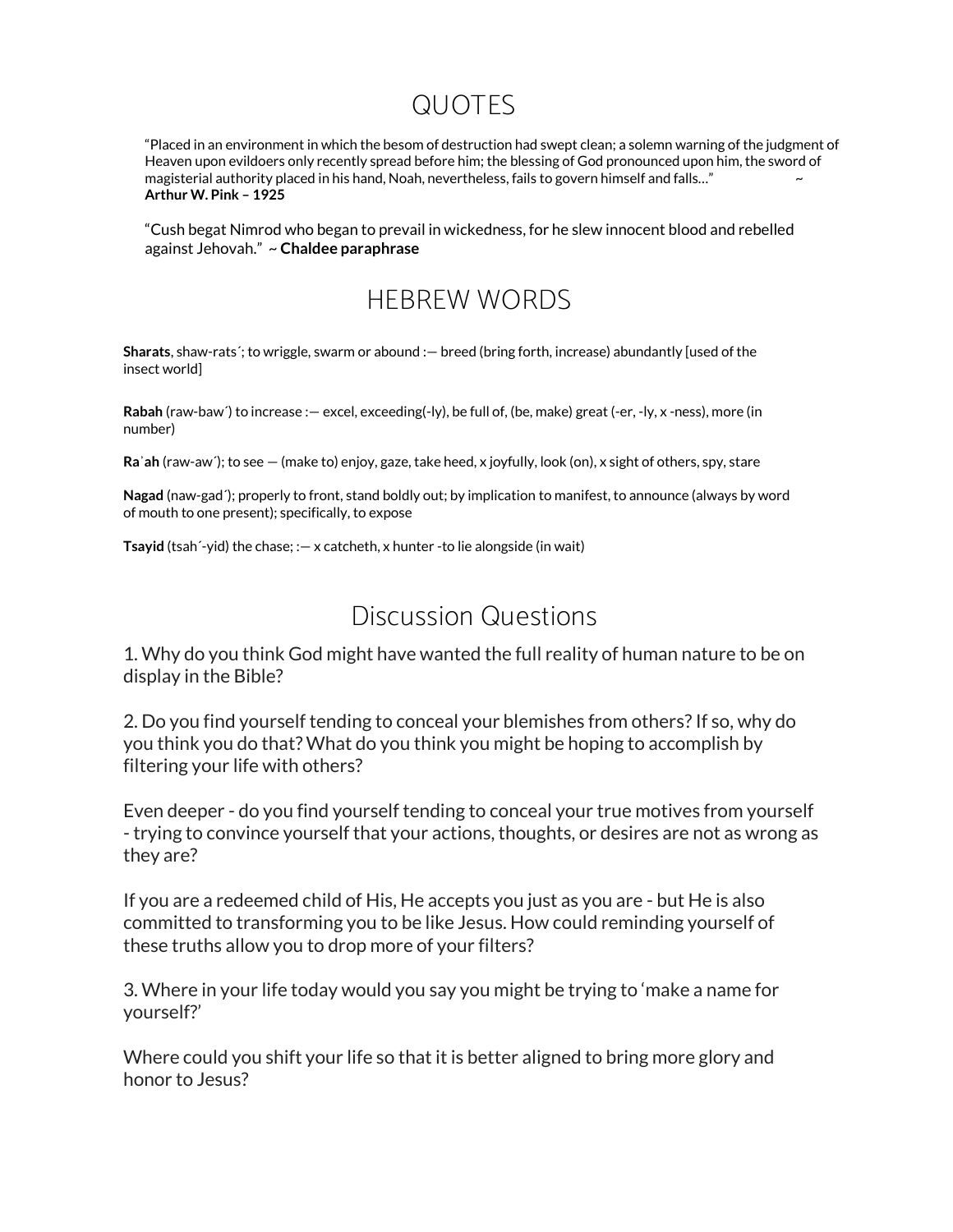# QUOTES

"Placed in an environment in which the besom of destruction had swept clean; a solemn warning of the judgment of Heaven upon evildoers only recently spread before him; the blessing of God pronounced upon him, the sword of magisterial authority placed in his hand, Noah, nevertheless, fails to govern himself and falls…" ~ **Arthur W. Pink – 1925**

"Cush begat Nimrod who began to prevail in wickedness, for he slew innocent blood and rebelled against Jehovah." ~ **Chaldee paraphrase**

# HEBREW WORDS

**Sharats**, shaw-rats´; to wriggle, swarm or abound :— breed (bring forth, increase) abundantly [used of the insect world]

**Rabah** (raw-baw´) to increase :— excel, exceeding(-ly), be full of, (be, make) great (-er, -ly, x -ness), more (in number)

**Raʾah** (raw-aw´); to see — (make to) enjoy, gaze, take heed, x joyfully, look (on), x sight of others, spy, stare

**Nagad** (naw-gad´); properly to front, stand boldly out; by implication to manifest, to announce (always by word of mouth to one present); specifically, to expose

**Tsayid** (tsah´-yid) the chase; :— x catcheth, x hunter -to lie alongside (in wait)

# Discussion Questions

1. Why do you think God might have wanted the full reality of human nature to be on display in the Bible?

2. Do you find yourself tending to conceal your blemishes from others? If so, why do you think you do that? What do you think you might be hoping to accomplish by filtering your life with others?

Even deeper - do you find yourself tending to conceal your true motives from yourself - trying to convince yourself that your actions, thoughts, or desires are not as wrong as they are?

If you are a redeemed child of His, He accepts you just as you are - but He is also committed to transforming you to be like Jesus. How could reminding yourself of these truths allow you to drop more of your filters?

3. Where in your life today would you say you might be trying to 'make a name for yourself?'

Where could you shift your life so that it is better aligned to bring more glory and honor to Jesus?